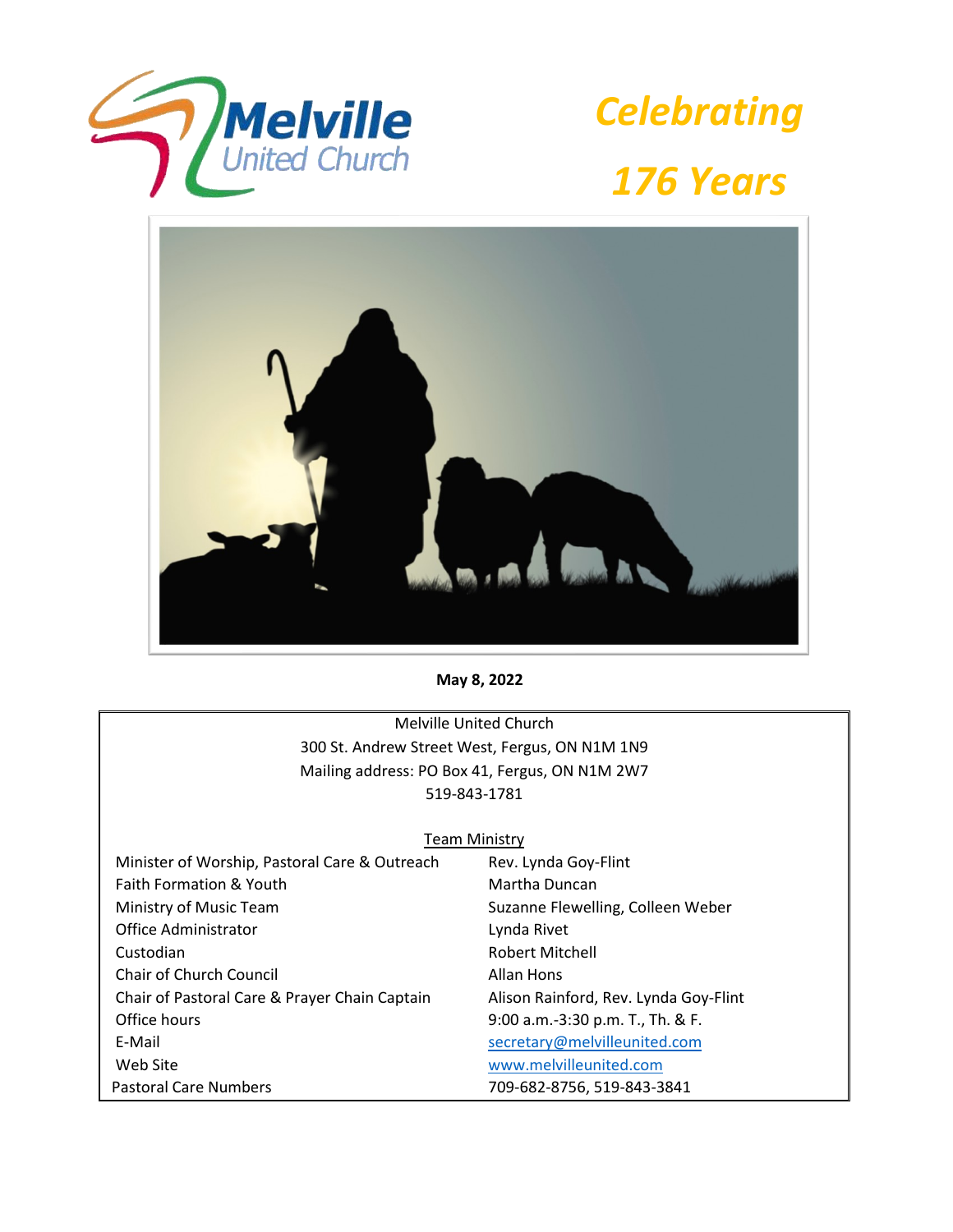# Melville United Church

## *Celebrating 176 Years*

**May 8, 2022**

Melville United Church
300 St. Andrew Street West, Fergus, ON N1M 1N9
Mailing address: PO Box 41, Fergus, ON N1M 2W7
519-843-1781

Team Ministry

| | |
|---|---|
| Minister of Worship, Pastoral Care & Outreach | Rev. Lynda Goy-Flint |
| Faith Formation & Youth | Martha Duncan |
| Ministry of Music Team | Suzanne Flewelling, Colleen Weber |
| Office Administrator | Lynda Rivet |
| Custodian | Robert Mitchell |
| Chair of Church Council | Allan Hons |
| Chair of Pastoral Care & Prayer Chain Captain | Alison Rainford, Rev. Lynda Goy-Flint |
| Office hours | 9:00 a.m.-3:30 p.m. T., Th. & F. |
| E-Mail | secretary@melvilleunited.com |
| Web Site | www.melvilleunited.com |
| Pastoral Care Numbers | 709-682-8756, 519-843-3841 |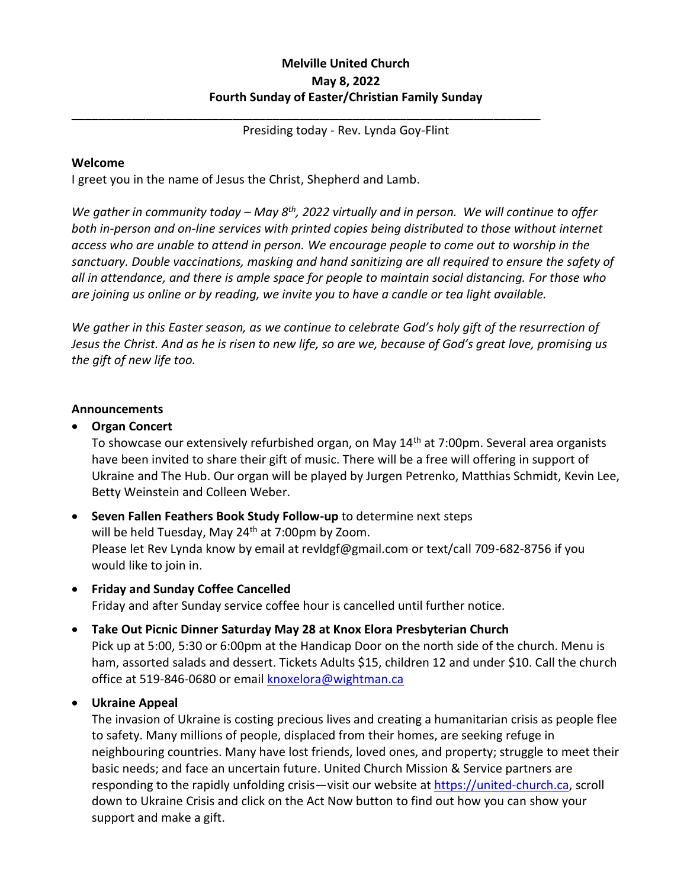**Melville United Church**
**May 8, 2022**
**Fourth Sunday of Easter/Christian Family Sunday**

---

Presiding today - Rev. Lynda Goy-Flint

**Welcome**

I greet you in the name of Jesus the Christ, Shepherd and Lamb.

*We gather in community today – May 8th, 2022 virtually and in person. We will continue to offer both in-person and on-line services with printed copies being distributed to those without internet access who are unable to attend in person. We encourage people to come out to worship in the sanctuary. Double vaccinations, masking and hand sanitizing are all required to ensure the safety of all in attendance, and there is ample space for people to maintain social distancing. For those who are joining us online or by reading, we invite you to have a candle or tea light available.*

*We gather in this Easter season, as we continue to celebrate God's holy gift of the resurrection of Jesus the Christ. And as he is risen to new life, so are we, because of God's great love, promising us the gift of new life too.*

**Announcements**

- **Organ Concert**
  To showcase our extensively refurbished organ, on May 14th at 7:00pm. Several area organists have been invited to share their gift of music. There will be a free will offering in support of Ukraine and The Hub. Our organ will be played by Jurgen Petrenko, Matthias Schmidt, Kevin Lee, Betty Weinstein and Colleen Weber.

- **Seven Fallen Feathers Book Study Follow-up** to determine next steps will be held Tuesday, May 24th at 7:00pm by Zoom.
  Please let Rev Lynda know by email at revldgf@gmail.com or text/call 709-682-8756 if you would like to join in.

- **Friday and Sunday Coffee Cancelled**
  Friday and after Sunday service coffee hour is cancelled until further notice.

- **Take Out Picnic Dinner Saturday May 28 at Knox Elora Presbyterian Church**
  Pick up at 5:00, 5:30 or 6:00pm at the Handicap Door on the north side of the church. Menu is ham, assorted salads and dessert. Tickets Adults $15, children 12 and under $10. Call the church office at 519-846-0680 or email knoxelora@wightman.ca

- **Ukraine Appeal**
  The invasion of Ukraine is costing precious lives and creating a humanitarian crisis as people flee to safety. Many millions of people, displaced from their homes, are seeking refuge in neighbouring countries. Many have lost friends, loved ones, and property; struggle to meet their basic needs; and face an uncertain future. United Church Mission & Service partners are responding to the rapidly unfolding crisis—visit our website at https://united-church.ca, scroll down to Ukraine Crisis and click on the Act Now button to find out how you can show your support and make a gift.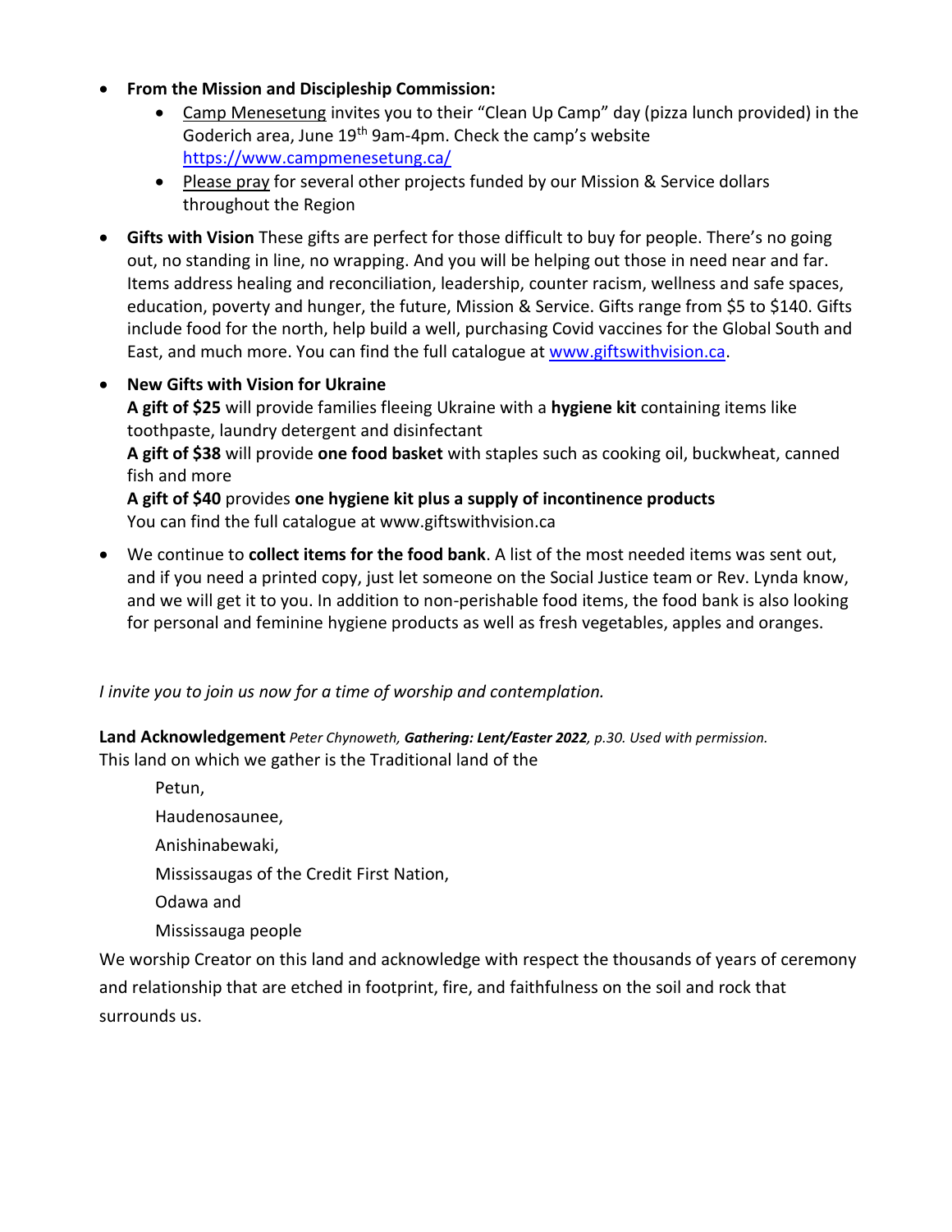- **From the Mission and Discipleship Commission:**
    - Camp Menesetung invites you to their "Clean Up Camp" day (pizza lunch provided) in the Goderich area, June 19th 9am-4pm. Check the camp's website https://www.campmenesetung.ca/
    - Please pray for several other projects funded by our Mission & Service dollars throughout the Region
- **Gifts with Vision** These gifts are perfect for those difficult to buy for people. There's no going out, no standing in line, no wrapping. And you will be helping out those in need near and far. Items address healing and reconciliation, leadership, counter racism, wellness and safe spaces, education, poverty and hunger, the future, Mission & Service. Gifts range from $5 to $140. Gifts include food for the north, help build a well, purchasing Covid vaccines for the Global South and East, and much more. You can find the full catalogue at www.giftswithvision.ca.
- **New Gifts with Vision for Ukraine**
  **A gift of $25** will provide families fleeing Ukraine with a **hygiene kit** containing items like toothpaste, laundry detergent and disinfectant
  **A gift of $38** will provide **one food basket** with staples such as cooking oil, buckwheat, canned fish and more
  **A gift of $40** provides **one hygiene kit plus a supply of incontinence products**
  You can find the full catalogue at www.giftswithvision.ca
- We continue to **collect items for the food bank**. A list of the most needed items was sent out, and if you need a printed copy, just let someone on the Social Justice team or Rev. Lynda know, and we will get it to you. In addition to non-perishable food items, the food bank is also looking for personal and feminine hygiene products as well as fresh vegetables, apples and oranges.

*I invite you to join us now for a time of worship and contemplation.*

**Land Acknowledgement** *Peter Chynoweth, **Gathering: Lent/Easter 2022**, p.30. Used with permission.*
This land on which we gather is the Traditional land of the

Petun,
Haudenosaunee,
Anishinabewaki,
Mississaugas of the Credit First Nation,
Odawa and
Mississauga people

We worship Creator on this land and acknowledge with respect the thousands of years of ceremony and relationship that are etched in footprint, fire, and faithfulness on the soil and rock that surrounds us.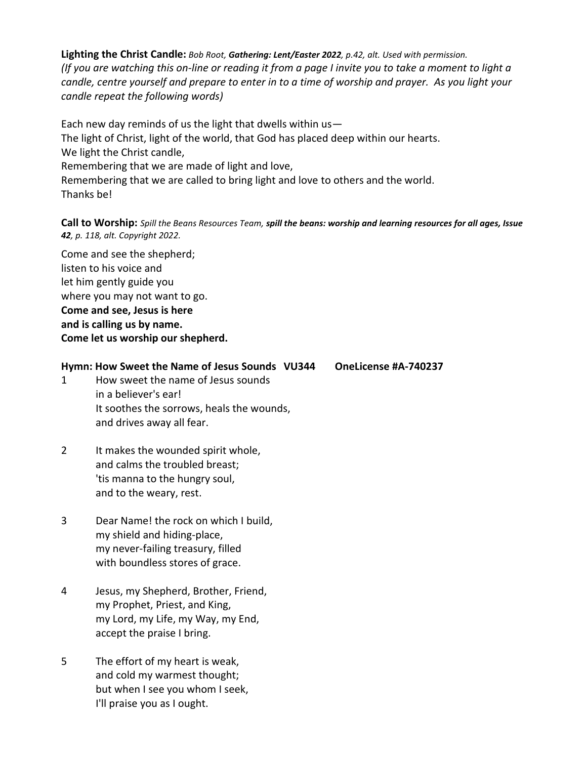**Lighting the Christ Candle:** *Bob Root, **Gathering: Lent/Easter 2022**, p.42, alt. Used with permission.*
*(If you are watching this on-line or reading it from a page I invite you to take a moment to light a candle, centre yourself and prepare to enter in to a time of worship and prayer. As you light your candle repeat the following words)*

Each new day reminds of us the light that dwells within us—
The light of Christ, light of the world, that God has placed deep within our hearts.
We light the Christ candle,
Remembering that we are made of light and love,
Remembering that we are called to bring light and love to others and the world.
Thanks be!

**Call to Worship:** *Spill the Beans Resources Team, **spill the beans: worship and learning resources for all ages, Issue 42**, p. 118, alt. Copyright 2022.*

Come and see the shepherd;
listen to his voice and
let him gently guide you
where you may not want to go.
**Come and see, Jesus is here**
**and is calling us by name.**
**Come let us worship our shepherd.**

**Hymn: How Sweet the Name of Jesus Sounds VU344 OneLicense #A-740237**

1 How sweet the name of Jesus sounds
in a believer's ear!
It soothes the sorrows, heals the wounds,
and drives away all fear.

2 It makes the wounded spirit whole,
and calms the troubled breast;
'tis manna to the hungry soul,
and to the weary, rest.

3 Dear Name! the rock on which I build,
my shield and hiding-place,
my never-failing treasury, filled
with boundless stores of grace.

4 Jesus, my Shepherd, Brother, Friend,
my Prophet, Priest, and King,
my Lord, my Life, my Way, my End,
accept the praise I bring.

5 The effort of my heart is weak,
and cold my warmest thought;
but when I see you whom I seek,
I'll praise you as I ought.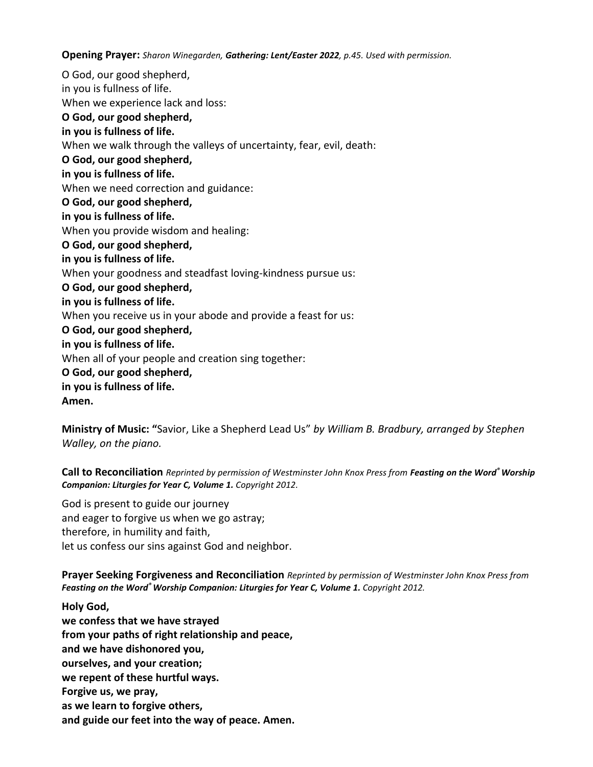**Opening Prayer:** *Sharon Winegarden, **Gathering: Lent/Easter 2022**, p.45. Used with permission.*

O God, our good shepherd,
in you is fullness of life.
When we experience lack and loss:
**O God, our good shepherd,**
**in you is fullness of life.**
When we walk through the valleys of uncertainty, fear, evil, death:
**O God, our good shepherd,**
**in you is fullness of life.**
When we need correction and guidance:
**O God, our good shepherd,**
**in you is fullness of life.**
When you provide wisdom and healing:
**O God, our good shepherd,**
**in you is fullness of life.**
When your goodness and steadfast loving-kindness pursue us:
**O God, our good shepherd,**
**in you is fullness of life.**
When you receive us in your abode and provide a feast for us:
**O God, our good shepherd,**
**in you is fullness of life.**
When all of your people and creation sing together:
**O God, our good shepherd,**
**in you is fullness of life.**
**Amen.**

**Ministry of Music: "**Savior, Like a Shepherd Lead Us" *by William B. Bradbury, arranged by Stephen Walley, on the piano.*

**Call to Reconciliation** *Reprinted by permission of Westminster John Knox Press from **Feasting on the Word® Worship Companion: Liturgies for Year C, Volume 1.** Copyright 2012.*

God is present to guide our journey
and eager to forgive us when we go astray;
therefore, in humility and faith,
let us confess our sins against God and neighbor.

**Prayer Seeking Forgiveness and Reconciliation** *Reprinted by permission of Westminster John Knox Press from **Feasting on the Word® Worship Companion: Liturgies for Year C, Volume 1.** Copyright 2012.*

**Holy God,**
**we confess that we have strayed**
**from your paths of right relationship and peace,**
**and we have dishonored you,**
**ourselves, and your creation;**
**we repent of these hurtful ways.**
**Forgive us, we pray,**
**as we learn to forgive others,**
**and guide our feet into the way of peace. Amen.**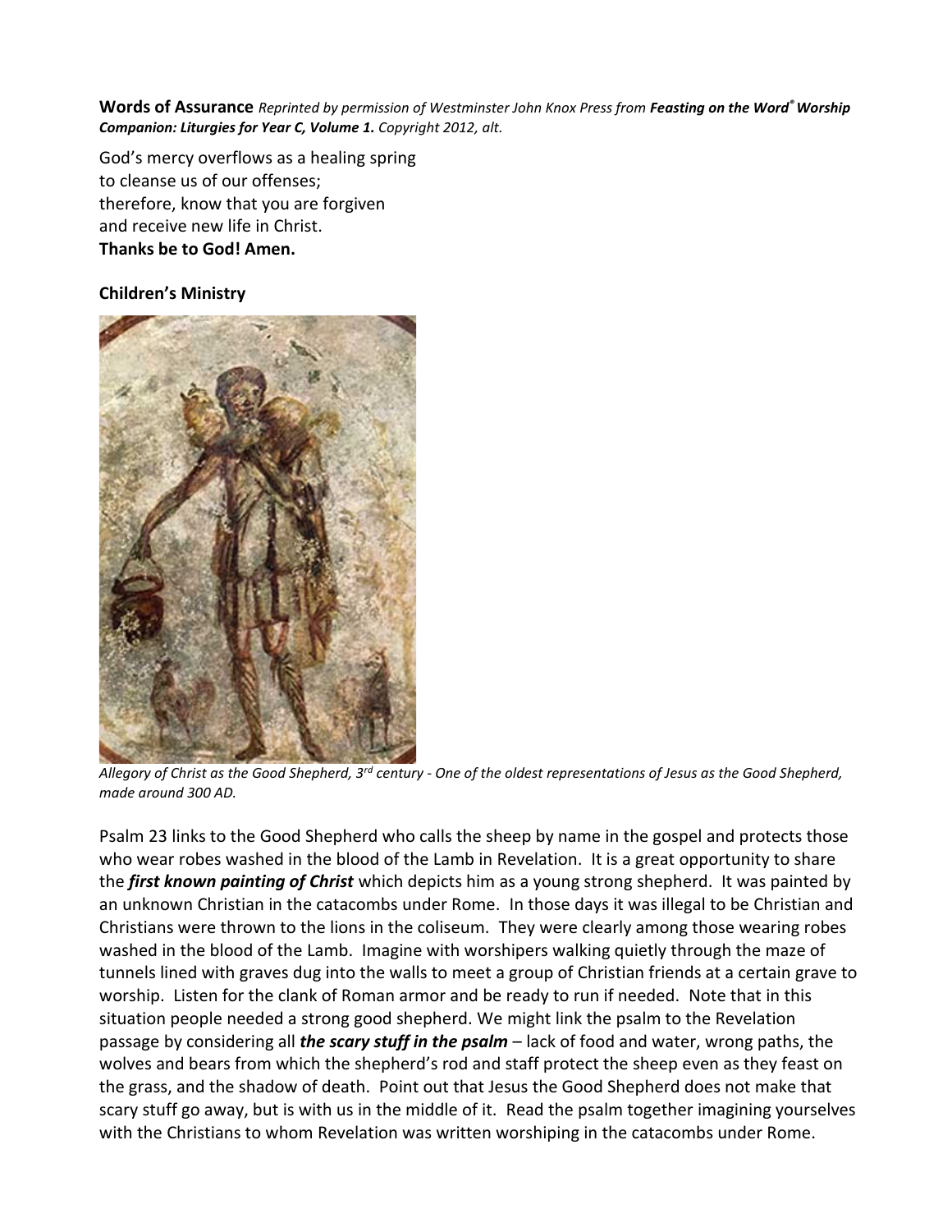**Words of Assurance** *Reprinted by permission of Westminster John Knox Press from **Feasting on the Word® Worship Companion: Liturgies for Year C, Volume 1.** Copyright 2012, alt.*

God's mercy overflows as a healing spring
to cleanse us of our offenses;
therefore, know that you are forgiven
and receive new life in Christ.
**Thanks be to God! Amen.**

**Children's Ministry**

*Allegory of Christ as the Good Shepherd, 3rd century - One of the oldest representations of Jesus as the Good Shepherd, made around 300 AD.*

Psalm 23 links to the Good Shepherd who calls the sheep by name in the gospel and protects those who wear robes washed in the blood of the Lamb in Revelation. It is a great opportunity to share the ***first known painting of Christ*** which depicts him as a young strong shepherd. It was painted by an unknown Christian in the catacombs under Rome. In those days it was illegal to be Christian and Christians were thrown to the lions in the coliseum. They were clearly among those wearing robes washed in the blood of the Lamb. Imagine with worshipers walking quietly through the maze of tunnels lined with graves dug into the walls to meet a group of Christian friends at a certain grave to worship. Listen for the clank of Roman armor and be ready to run if needed. Note that in this situation people needed a strong good shepherd. We might link the psalm to the Revelation passage by considering all ***the scary stuff in the psalm*** – lack of food and water, wrong paths, the wolves and bears from which the shepherd's rod and staff protect the sheep even as they feast on the grass, and the shadow of death. Point out that Jesus the Good Shepherd does not make that scary stuff go away, but is with us in the middle of it. Read the psalm together imagining yourselves with the Christians to whom Revelation was written worshiping in the catacombs under Rome.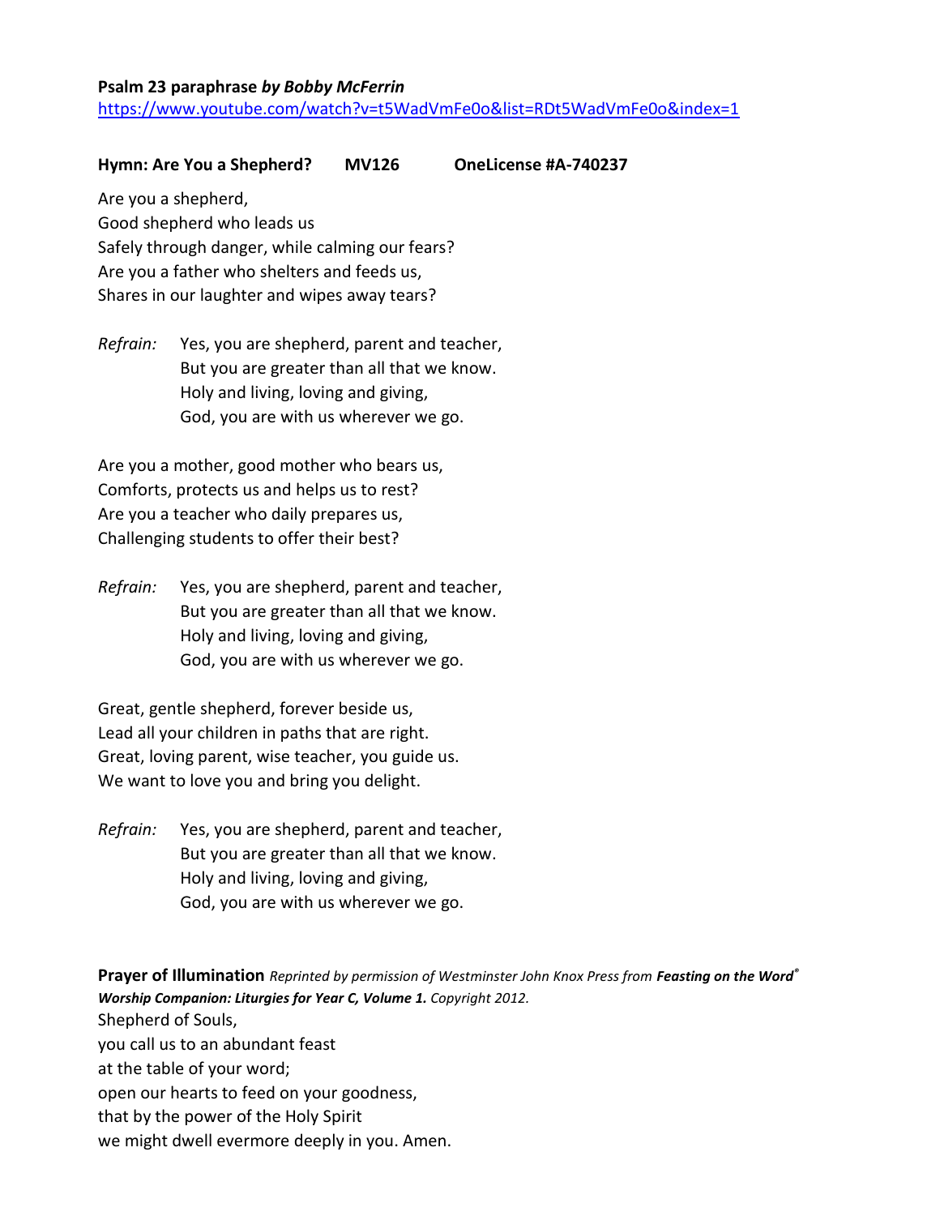**Psalm 23 paraphrase *by Bobby McFerrin***
https://www.youtube.com/watch?v=t5WadVmFe0o&list=RDt5WadVmFe0o&index=1

**Hymn: Are You a Shepherd? MV126 OneLicense #A-740237**

Are you a shepherd,
Good shepherd who leads us
Safely through danger, while calming our fears?
Are you a father who shelters and feeds us,
Shares in our laughter and wipes away tears?

*Refrain:* Yes, you are shepherd, parent and teacher,
But you are greater than all that we know.
Holy and living, loving and giving,
God, you are with us wherever we go.

Are you a mother, good mother who bears us,
Comforts, protects us and helps us to rest?
Are you a teacher who daily prepares us,
Challenging students to offer their best?

*Refrain:* Yes, you are shepherd, parent and teacher,
But you are greater than all that we know.
Holy and living, loving and giving,
God, you are with us wherever we go.

Great, gentle shepherd, forever beside us,
Lead all your children in paths that are right.
Great, loving parent, wise teacher, you guide us.
We want to love you and bring you delight.

*Refrain:* Yes, you are shepherd, parent and teacher,
But you are greater than all that we know.
Holy and living, loving and giving,
God, you are with us wherever we go.

**Prayer of Illumination** *Reprinted by permission of Westminster John Knox Press from **Feasting on the Word® Worship Companion: Liturgies for Year C, Volume 1.** Copyright 2012.*

Shepherd of Souls,
you call us to an abundant feast
at the table of your word;
open our hearts to feed on your goodness,
that by the power of the Holy Spirit
we might dwell evermore deeply in you. Amen.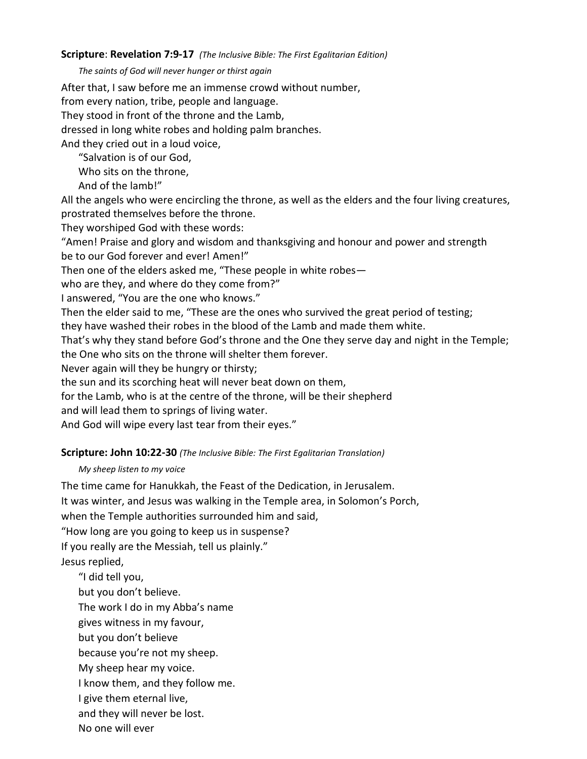**Scripture**: **Revelation 7:9-17** *(The Inclusive Bible: The First Egalitarian Edition)*

*The saints of God will never hunger or thirst again*

After that, I saw before me an immense crowd without number,
from every nation, tribe, people and language.
They stood in front of the throne and the Lamb,
dressed in long white robes and holding palm branches.
And they cried out in a loud voice,

> "Salvation is of our God,
> Who sits on the throne,
> And of the lamb!"

All the angels who were encircling the throne, as well as the elders and the four living creatures, prostrated themselves before the throne.
They worshiped God with these words:
"Amen! Praise and glory and wisdom and thanksgiving and honour and power and strength
be to our God forever and ever! Amen!"
Then one of the elders asked me, "These people in white robes—
who are they, and where do they come from?"
I answered, "You are the one who knows."
Then the elder said to me, "These are the ones who survived the great period of testing;
they have washed their robes in the blood of the Lamb and made them white.
That's why they stand before God's throne and the One they serve day and night in the Temple;
the One who sits on the throne will shelter them forever.
Never again will they be hungry or thirsty;
the sun and its scorching heat will never beat down on them,
for the Lamb, who is at the centre of the throne, will be their shepherd
and will lead them to springs of living water.
And God will wipe every last tear from their eyes."

**Scripture: John 10:22-30** *(The Inclusive Bible: The First Egalitarian Translation)*

*My sheep listen to my voice*

The time came for Hanukkah, the Feast of the Dedication, in Jerusalem.
It was winter, and Jesus was walking in the Temple area, in Solomon's Porch,
when the Temple authorities surrounded him and said,
"How long are you going to keep us in suspense?
If you really are the Messiah, tell us plainly."
Jesus replied,

> "I did tell you,
> but you don't believe.
> The work I do in my Abba's name
> gives witness in my favour,
> but you don't believe
> because you're not my sheep.
> My sheep hear my voice.
> I know them, and they follow me.
> I give them eternal live,
> and they will never be lost.
> No one will ever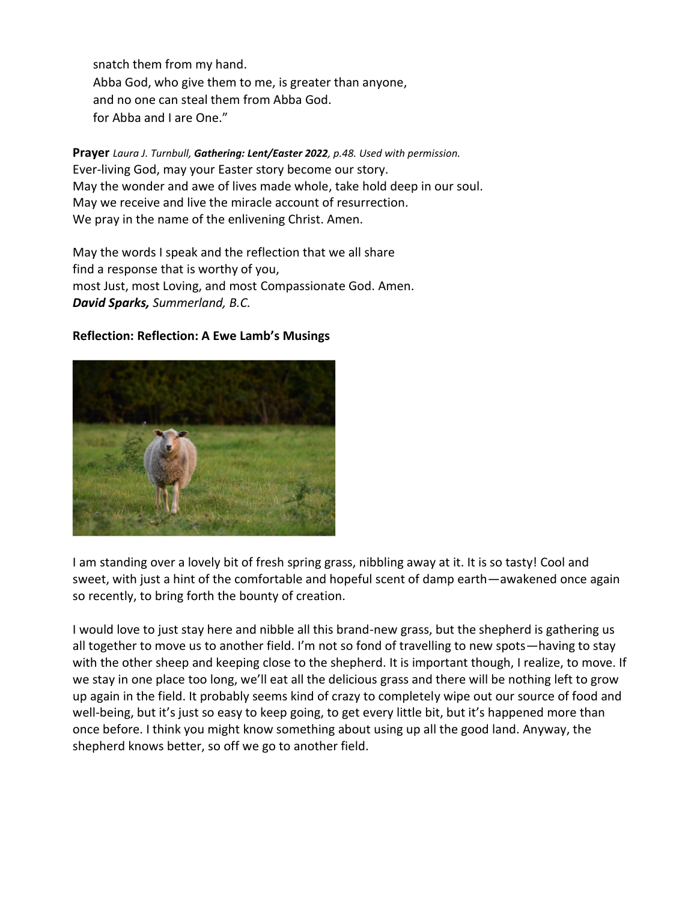snatch them from my hand.  
Abba God, who give them to me, is greater than anyone,  
and no one can steal them from Abba God.  
for Abba and I are One."

**Prayer** *Laura J. Turnbull, **Gathering: Lent/Easter 2022**, p.48. Used with permission.*  
Ever-living God, may your Easter story become our story.  
May the wonder and awe of lives made whole, take hold deep in our soul.  
May we receive and live the miracle account of resurrection.  
We pray in the name of the enlivening Christ. Amen.

May the words I speak and the reflection that we all share  
find a response that is worthy of you,  
most Just, most Loving, and most Compassionate God. Amen.  
***David Sparks,*** *Summerland, B.C.*

**Reflection: Reflection: A Ewe Lamb's Musings**

I am standing over a lovely bit of fresh spring grass, nibbling away at it. It is so tasty! Cool and sweet, with just a hint of the comfortable and hopeful scent of damp earth—awakened once again so recently, to bring forth the bounty of creation.

I would love to just stay here and nibble all this brand-new grass, but the shepherd is gathering us all together to move us to another field. I'm not so fond of travelling to new spots—having to stay with the other sheep and keeping close to the shepherd. It is important though, I realize, to move. If we stay in one place too long, we'll eat all the delicious grass and there will be nothing left to grow up again in the field. It probably seems kind of crazy to completely wipe out our source of food and well-being, but it's just so easy to keep going, to get every little bit, but it's happened more than once before. I think you might know something about using up all the good land. Anyway, the shepherd knows better, so off we go to another field.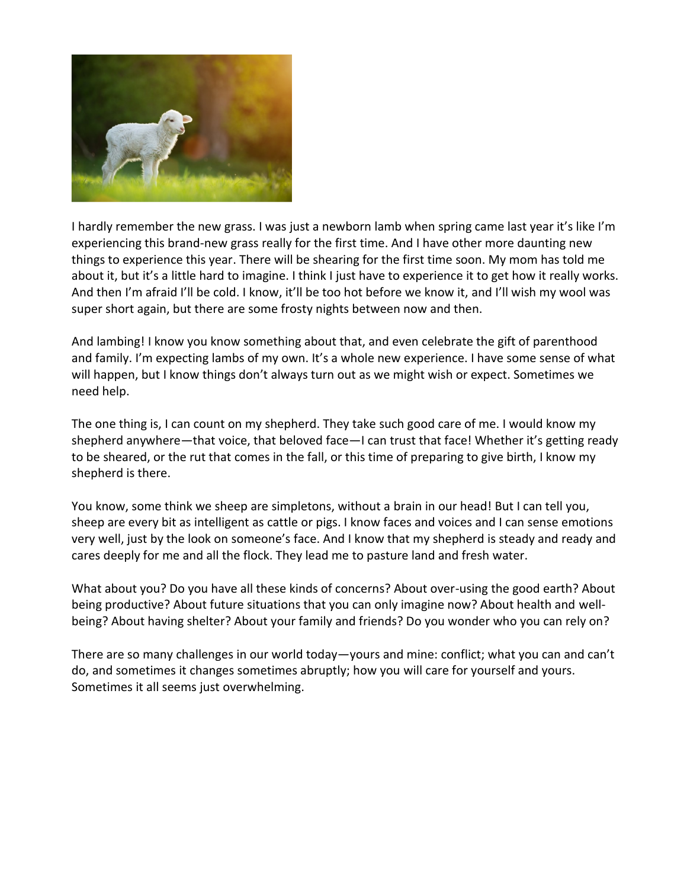I hardly remember the new grass. I was just a newborn lamb when spring came last year it's like I'm experiencing this brand-new grass really for the first time. And I have other more daunting new things to experience this year. There will be shearing for the first time soon. My mom has told me about it, but it's a little hard to imagine. I think I just have to experience it to get how it really works. And then I'm afraid I'll be cold. I know, it'll be too hot before we know it, and I'll wish my wool was super short again, but there are some frosty nights between now and then.

And lambing! I know you know something about that, and even celebrate the gift of parenthood and family. I'm expecting lambs of my own. It's a whole new experience. I have some sense of what will happen, but I know things don't always turn out as we might wish or expect. Sometimes we need help.

The one thing is, I can count on my shepherd. They take such good care of me. I would know my shepherd anywhere—that voice, that beloved face—I can trust that face! Whether it's getting ready to be sheared, or the rut that comes in the fall, or this time of preparing to give birth, I know my shepherd is there.

You know, some think we sheep are simpletons, without a brain in our head! But I can tell you, sheep are every bit as intelligent as cattle or pigs. I know faces and voices and I can sense emotions very well, just by the look on someone's face. And I know that my shepherd is steady and ready and cares deeply for me and all the flock. They lead me to pasture land and fresh water.

What about you? Do you have all these kinds of concerns? About over-using the good earth? About being productive? About future situations that you can only imagine now? About health and well-being? About having shelter? About your family and friends? Do you wonder who you can rely on?

There are so many challenges in our world today—yours and mine: conflict; what you can and can't do, and sometimes it changes sometimes abruptly; how you will care for yourself and yours. Sometimes it all seems just overwhelming.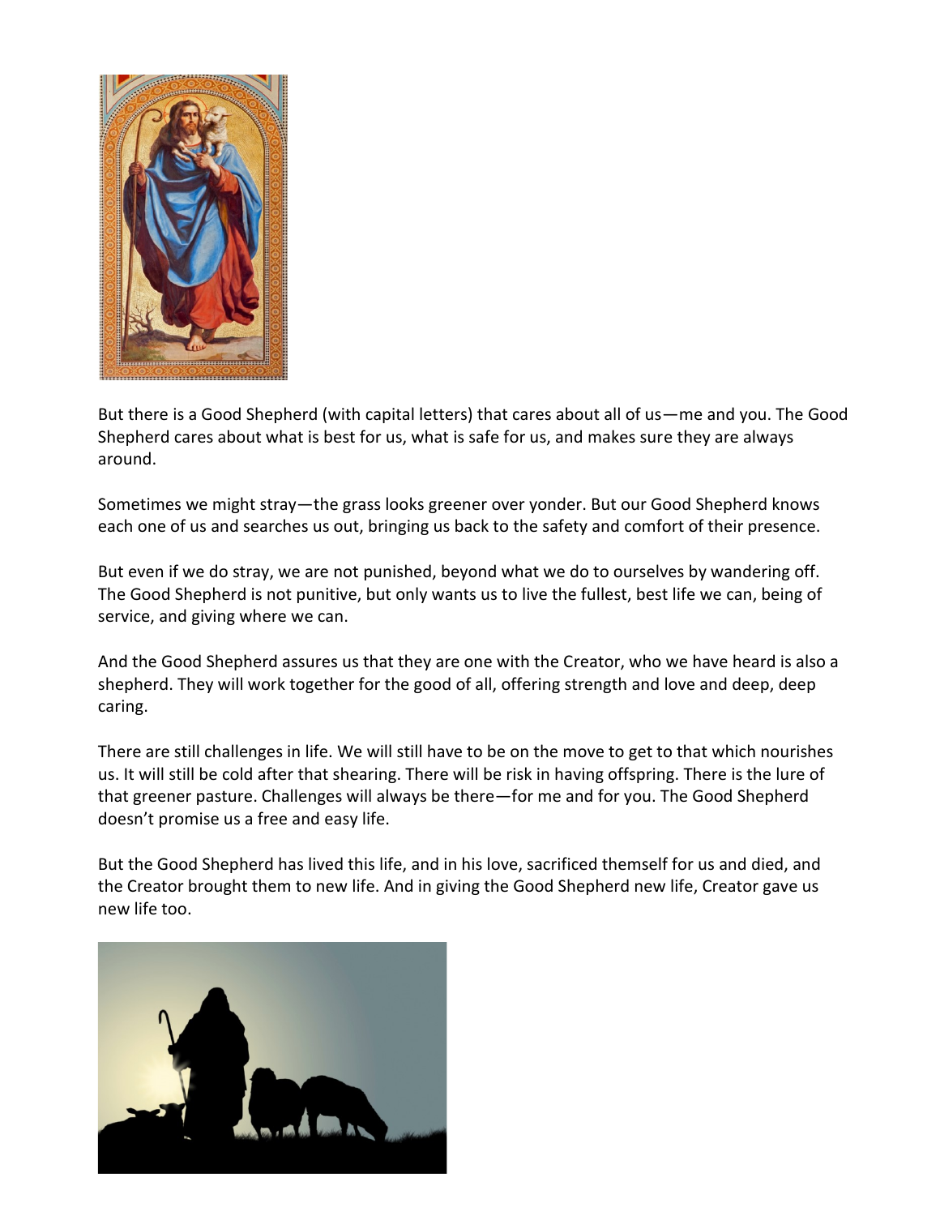But there is a Good Shepherd (with capital letters) that cares about all of us—me and you. The Good Shepherd cares about what is best for us, what is safe for us, and makes sure they are always around.

Sometimes we might stray—the grass looks greener over yonder. But our Good Shepherd knows each one of us and searches us out, bringing us back to the safety and comfort of their presence.

But even if we do stray, we are not punished, beyond what we do to ourselves by wandering off. The Good Shepherd is not punitive, but only wants us to live the fullest, best life we can, being of service, and giving where we can.

And the Good Shepherd assures us that they are one with the Creator, who we have heard is also a shepherd. They will work together for the good of all, offering strength and love and deep, deep caring.

There are still challenges in life. We will still have to be on the move to get to that which nourishes us. It will still be cold after that shearing. There will be risk in having offspring. There is the lure of that greener pasture. Challenges will always be there—for me and for you. The Good Shepherd doesn't promise us a free and easy life.

But the Good Shepherd has lived this life, and in his love, sacrificed themself for us and died, and the Creator brought them to new life. And in giving the Good Shepherd new life, Creator gave us new life too.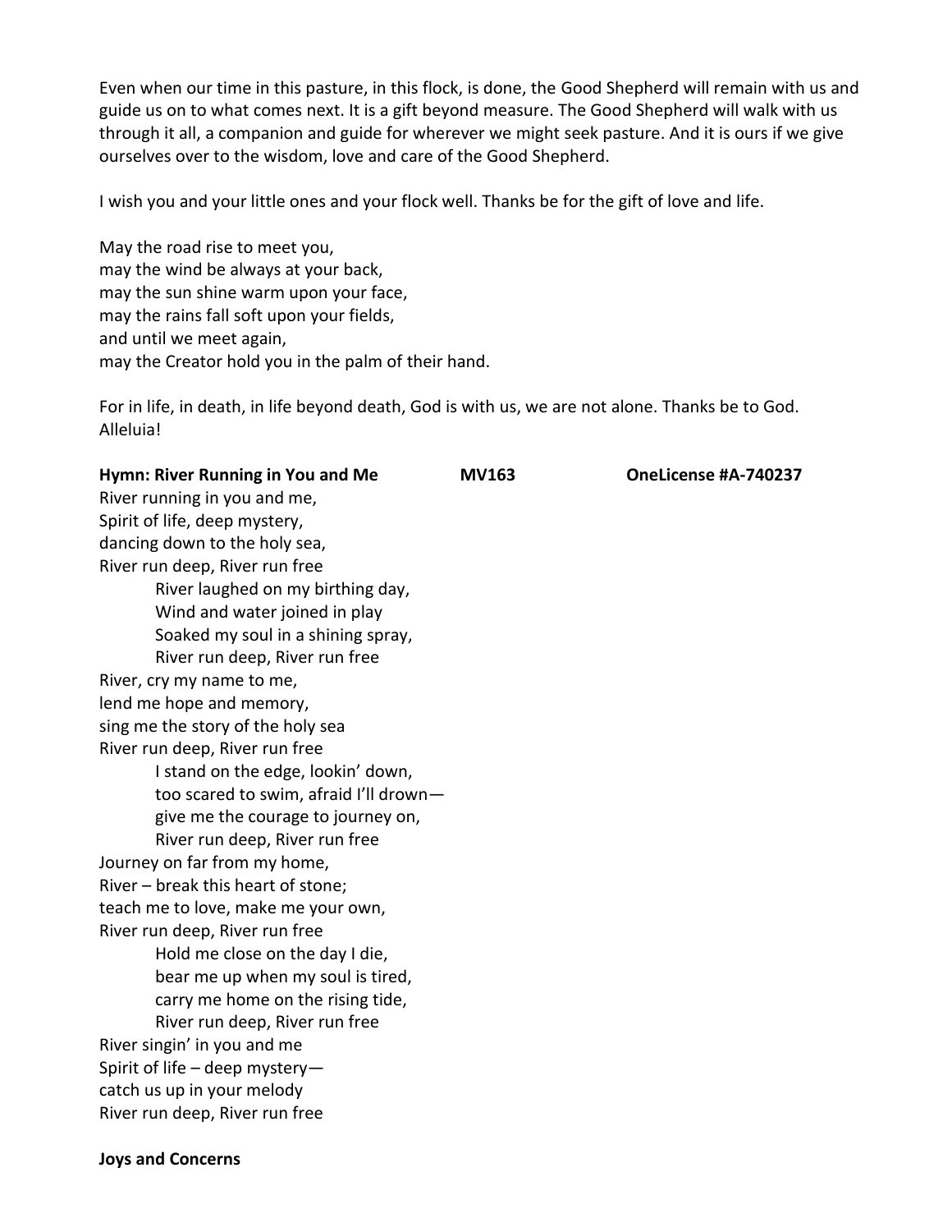Even when our time in this pasture, in this flock, is done, the Good Shepherd will remain with us and guide us on to what comes next. It is a gift beyond measure. The Good Shepherd will walk with us through it all, a companion and guide for wherever we might seek pasture. And it is ours if we give ourselves over to the wisdom, love and care of the Good Shepherd.

I wish you and your little ones and your flock well. Thanks be for the gift of love and life.

May the road rise to meet you,
may the wind be always at your back,
may the sun shine warm upon your face,
may the rains fall soft upon your fields,
and until we meet again,
may the Creator hold you in the palm of their hand.

For in life, in death, in life beyond death, God is with us, we are not alone. Thanks be to God. Alleluia!

**Hymn: River Running in You and Me MV163 OneLicense #A-740237**

River running in you and me,
Spirit of life, deep mystery,
dancing down to the holy sea,
River run deep, River run free

> River laughed on my birthing day,
> Wind and water joined in play
> Soaked my soul in a shining spray,
> River run deep, River run free

River, cry my name to me,
lend me hope and memory,
sing me the story of the holy sea
River run deep, River run free

> I stand on the edge, lookin' down,
> too scared to swim, afraid I'll drown—
> give me the courage to journey on,
> River run deep, River run free

Journey on far from my home,
River – break this heart of stone;
teach me to love, make me your own,
River run deep, River run free

> Hold me close on the day I die,
> bear me up when my soul is tired,
> carry me home on the rising tide,
> River run deep, River run free

River singin' in you and me
Spirit of life – deep mystery—
catch us up in your melody
River run deep, River run free

**Joys and Concerns**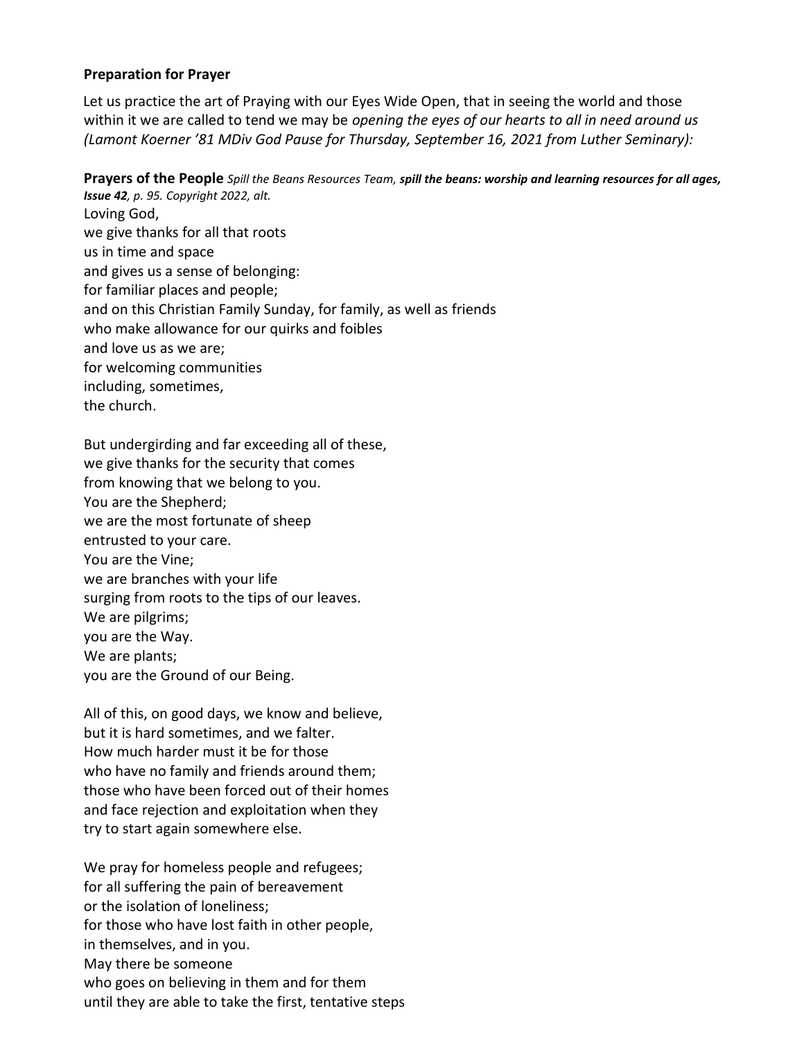**Preparation for Prayer**

Let us practice the art of Praying with our Eyes Wide Open, that in seeing the world and those within it we are called to tend we may be *opening the eyes of our hearts to all in need around us (Lamont Koerner '81 MDiv God Pause for Thursday, September 16, 2021 from Luther Seminary):*

**Prayers of the People** *Spill the Beans Resources Team,* ***spill the beans: worship and learning resources for all ages, Issue 42****, p. 95. Copyright 2022, alt.*

Loving God,
we give thanks for all that roots
us in time and space
and gives us a sense of belonging:
for familiar places and people;
and on this Christian Family Sunday, for family, as well as friends
who make allowance for our quirks and foibles
and love us as we are;
for welcoming communities
including, sometimes,
the church.

But undergirding and far exceeding all of these,
we give thanks for the security that comes
from knowing that we belong to you.
You are the Shepherd;
we are the most fortunate of sheep
entrusted to your care.
You are the Vine;
we are branches with your life
surging from roots to the tips of our leaves.
We are pilgrims;
you are the Way.
We are plants;
you are the Ground of our Being.

All of this, on good days, we know and believe,
but it is hard sometimes, and we falter.
How much harder must it be for those
who have no family and friends around them;
those who have been forced out of their homes
and face rejection and exploitation when they
try to start again somewhere else.

We pray for homeless people and refugees;
for all suffering the pain of bereavement
or the isolation of loneliness;
for those who have lost faith in other people,
in themselves, and in you.
May there be someone
who goes on believing in them and for them
until they are able to take the first, tentative steps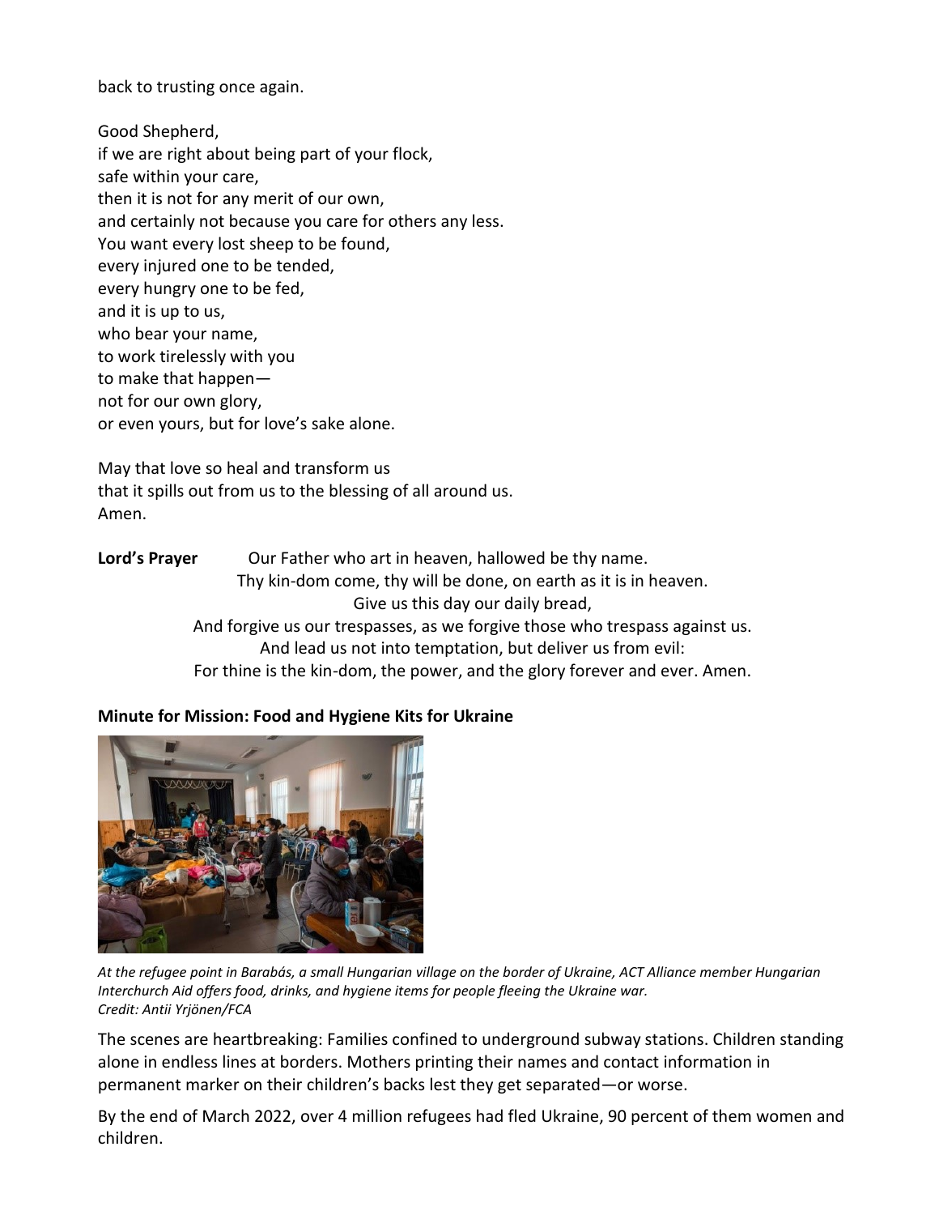back to trusting once again.

Good Shepherd,
if we are right about being part of your flock,
safe within your care,
then it is not for any merit of our own,
and certainly not because you care for others any less.
You want every lost sheep to be found,
every injured one to be tended,
every hungry one to be fed,
and it is up to us,
who bear your name,
to work tirelessly with you
to make that happen—
not for our own glory,
or even yours, but for love's sake alone.

May that love so heal and transform us
that it spills out from us to the blessing of all around us.
Amen.

**Lord's Prayer** Our Father who art in heaven, hallowed be thy name.
Thy kin-dom come, thy will be done, on earth as it is in heaven.
Give us this day our daily bread,
And forgive us our trespasses, as we forgive those who trespass against us.
And lead us not into temptation, but deliver us from evil:
For thine is the kin-dom, the power, and the glory forever and ever. Amen.

**Minute for Mission: Food and Hygiene Kits for Ukraine**

*At the refugee point in Barabás, a small Hungarian village on the border of Ukraine, ACT Alliance member Hungarian Interchurch Aid offers food, drinks, and hygiene items for people fleeing the Ukraine war.*
*Credit: Antii Yrjönen/FCA*

The scenes are heartbreaking: Families confined to underground subway stations. Children standing alone in endless lines at borders. Mothers printing their names and contact information in permanent marker on their children's backs lest they get separated—or worse.

By the end of March 2022, over 4 million refugees had fled Ukraine, 90 percent of them women and children.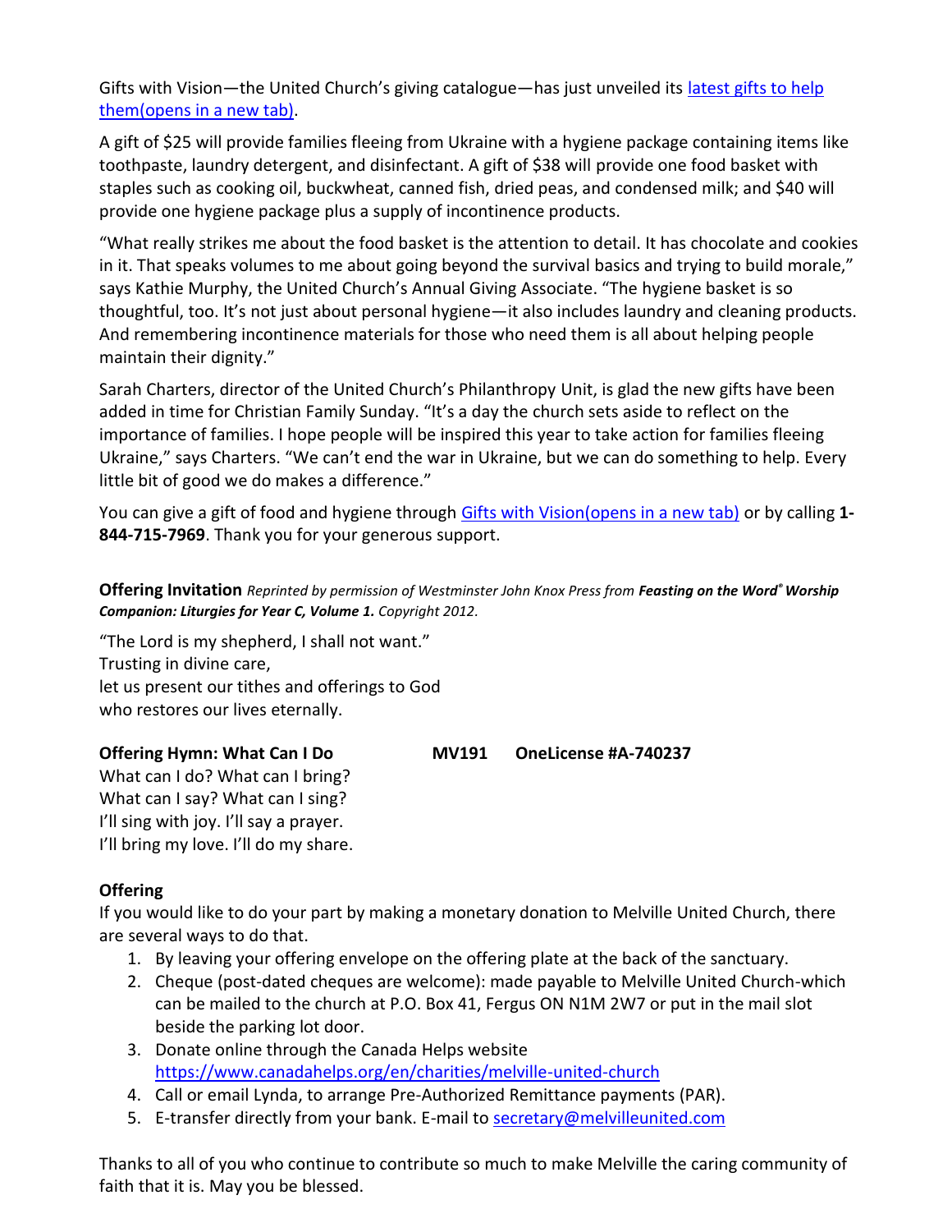Gifts with Vision—the United Church's giving catalogue—has just unveiled its [latest gifts to help them(opens in a new tab)](#).

A gift of $25 will provide families fleeing from Ukraine with a hygiene package containing items like toothpaste, laundry detergent, and disinfectant. A gift of $38 will provide one food basket with staples such as cooking oil, buckwheat, canned fish, dried peas, and condensed milk; and $40 will provide one hygiene package plus a supply of incontinence products.

"What really strikes me about the food basket is the attention to detail. It has chocolate and cookies in it. That speaks volumes to me about going beyond the survival basics and trying to build morale," says Kathie Murphy, the United Church's Annual Giving Associate. "The hygiene basket is so thoughtful, too. It's not just about personal hygiene—it also includes laundry and cleaning products. And remembering incontinence materials for those who need them is all about helping people maintain their dignity."

Sarah Charters, director of the United Church's Philanthropy Unit, is glad the new gifts have been added in time for Christian Family Sunday. "It's a day the church sets aside to reflect on the importance of families. I hope people will be inspired this year to take action for families fleeing Ukraine," says Charters. "We can't end the war in Ukraine, but we can do something to help. Every little bit of good we do makes a difference."

You can give a gift of food and hygiene through [Gifts with Vision(opens in a new tab)](#) or by calling **1-844-715-7969**. Thank you for your generous support.

**Offering Invitation** *Reprinted by permission of Westminster John Knox Press from **Feasting on the Word® Worship Companion: Liturgies for Year C, Volume 1.** Copyright 2012.*

"The Lord is my shepherd, I shall not want."
Trusting in divine care,
let us present our tithes and offerings to God
who restores our lives eternally.

**Offering Hymn: What Can I Do MV191 OneLicense #A-740237**

What can I do? What can I bring?
What can I say? What can I sing?
I'll sing with joy. I'll say a prayer.
I'll bring my love. I'll do my share.

**Offering**

If you would like to do your part by making a monetary donation to Melville United Church, there are several ways to do that.

1. By leaving your offering envelope on the offering plate at the back of the sanctuary.
2. Cheque (post-dated cheques are welcome): made payable to Melville United Church-which can be mailed to the church at P.O. Box 41, Fergus ON N1M 2W7 or put in the mail slot beside the parking lot door.
3. Donate online through the Canada Helps website https://www.canadahelps.org/en/charities/melville-united-church
4. Call or email Lynda, to arrange Pre-Authorized Remittance payments (PAR).
5. E-transfer directly from your bank. E-mail to secretary@melvilleunited.com

Thanks to all of you who continue to contribute so much to make Melville the caring community of faith that it is. May you be blessed.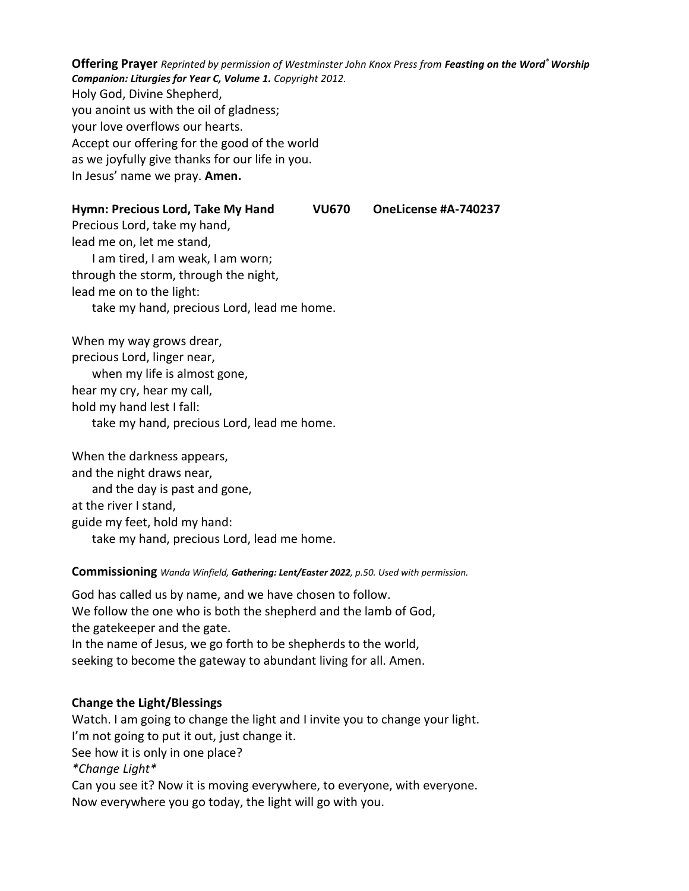**Offering Prayer** *Reprinted by permission of Westminster John Knox Press from **Feasting on the Word® Worship Companion: Liturgies for Year C, Volume 1.** Copyright 2012.*
Holy God, Divine Shepherd,
you anoint us with the oil of gladness;
your love overflows our hearts.
Accept our offering for the good of the world
as we joyfully give thanks for our life in you.
In Jesus' name we pray. **Amen.**

**Hymn: Precious Lord, Take My Hand VU670 OneLicense #A-740237**

Precious Lord, take my hand,
lead me on, let me stand,
    I am tired, I am weak, I am worn;
through the storm, through the night,
lead me on to the light:
    take my hand, precious Lord, lead me home.

When my way grows drear,
precious Lord, linger near,
    when my life is almost gone,
hear my cry, hear my call,
hold my hand lest I fall:
    take my hand, precious Lord, lead me home.

When the darkness appears,
and the night draws near,
    and the day is past and gone,
at the river I stand,
guide my feet, hold my hand:
    take my hand, precious Lord, lead me home.

**Commissioning** *Wanda Winfield, **Gathering: Lent/Easter 2022**, p.50. Used with permission.*

God has called us by name, and we have chosen to follow.
We follow the one who is both the shepherd and the lamb of God,
the gatekeeper and the gate.
In the name of Jesus, we go forth to be shepherds to the world,
seeking to become the gateway to abundant living for all. Amen.

**Change the Light/Blessings**

Watch. I am going to change the light and I invite you to change your light.
I'm not going to put it out, just change it.
See how it is only in one place?
*\*Change Light\**
Can you see it? Now it is moving everywhere, to everyone, with everyone.
Now everywhere you go today, the light will go with you.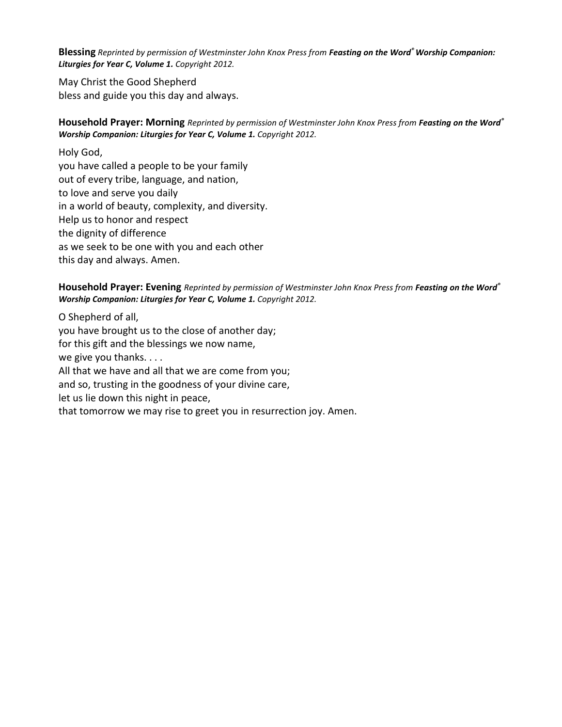**Blessing** *Reprinted by permission of Westminster John Knox Press from **Feasting on the Word® Worship Companion: Liturgies for Year C, Volume 1.** Copyright 2012.*

May Christ the Good Shepherd
bless and guide you this day and always.

**Household Prayer: Morning** *Reprinted by permission of Westminster John Knox Press from **Feasting on the Word® Worship Companion: Liturgies for Year C, Volume 1.** Copyright 2012.*

Holy God,
you have called a people to be your family
out of every tribe, language, and nation,
to love and serve you daily
in a world of beauty, complexity, and diversity.
Help us to honor and respect
the dignity of difference
as we seek to be one with you and each other
this day and always. Amen.

**Household Prayer: Evening** *Reprinted by permission of Westminster John Knox Press from **Feasting on the Word® Worship Companion: Liturgies for Year C, Volume 1.** Copyright 2012.*

O Shepherd of all,
you have brought us to the close of another day;
for this gift and the blessings we now name,
we give you thanks. . . .
All that we have and all that we are come from you;
and so, trusting in the goodness of your divine care,
let us lie down this night in peace,
that tomorrow we may rise to greet you in resurrection joy. Amen.